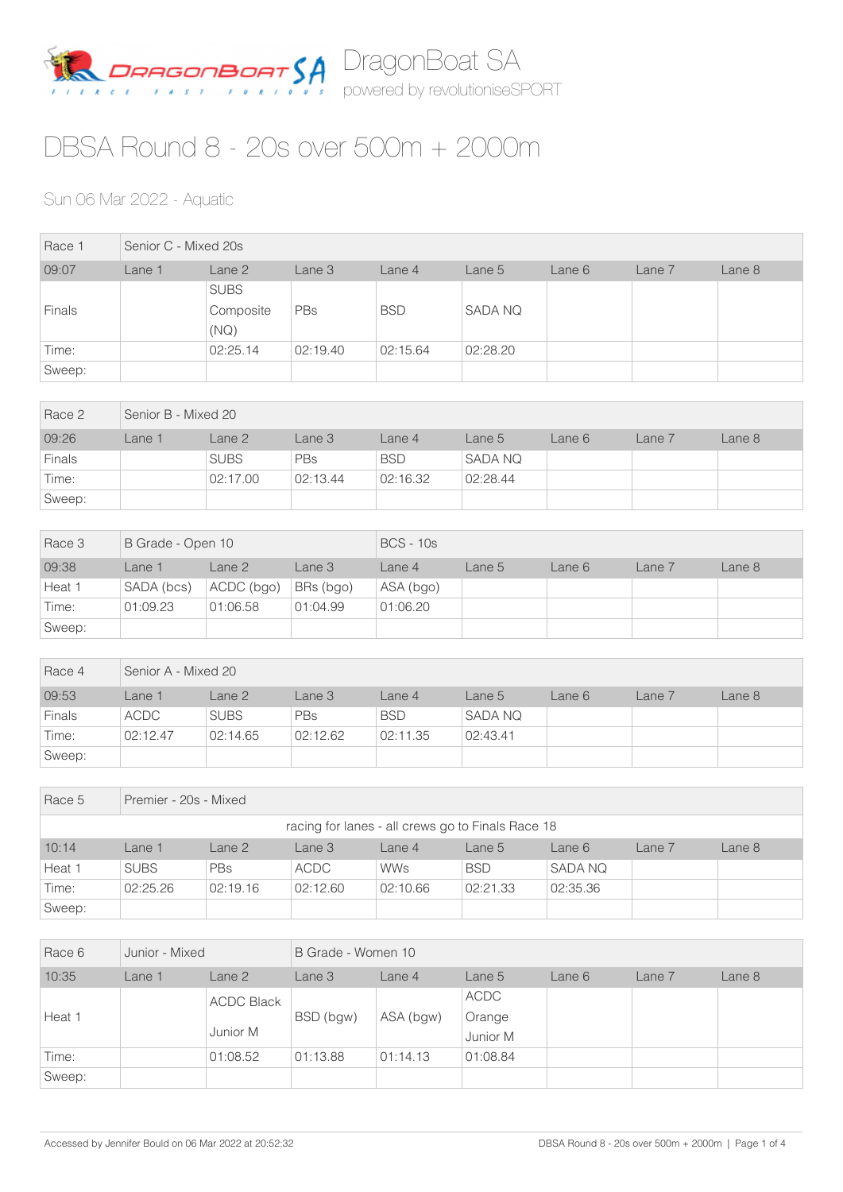DragonBoat SA

powered by revolutioniseSPORT

# DBSA Round 8 - 20s over 500m + 2000m

Sun 06 Mar 2022 - Aquatic

| Race 1 | Senior C - Mixed 20s | | | | | | | |
|---|---|---|---|---|---|---|---|---|
| 09:07 | Lane 1 | Lane 2 | Lane 3 | Lane 4 | Lane 5 | Lane 6 | Lane 7 | Lane 8 |
| Finals | | SUBS Composite (NQ) | PBs | BSD | SADA NQ | | | |
| Time: | | 02:25.14 | 02:19.40 | 02:15.64 | 02:28.20 | | | |
| Sweep: | | | | | | | | |

| Race 2 | Senior B - Mixed 20 | | | | | | | |
|---|---|---|---|---|---|---|---|---|
| 09:26 | Lane 1 | Lane 2 | Lane 3 | Lane 4 | Lane 5 | Lane 6 | Lane 7 | Lane 8 |
| Finals | | SUBS | PBs | BSD | SADA NQ | | | |
| Time: | | 02:17.00 | 02:13.44 | 02:16.32 | 02:28.44 | | | |
| Sweep: | | | | | | | | |

| Race 3 | B Grade - Open 10 | | | BCS - 10s | | | | |
|---|---|---|---|---|---|---|---|---|
| 09:38 | Lane 1 | Lane 2 | Lane 3 | Lane 4 | Lane 5 | Lane 6 | Lane 7 | Lane 8 |
| Heat 1 | SADA (bcs) | ACDC (bgo) | BRs (bgo) | ASA (bgo) | | | | |
| Time: | 01:09.23 | 01:06.58 | 01:04.99 | 01:06.20 | | | | |
| Sweep: | | | | | | | | |

| Race 4 | Senior A - Mixed 20 | | | | | | | |
|---|---|---|---|---|---|---|---|---|
| 09:53 | Lane 1 | Lane 2 | Lane 3 | Lane 4 | Lane 5 | Lane 6 | Lane 7 | Lane 8 |
| Finals | ACDC | SUBS | PBs | BSD | SADA NQ | | | |
| Time: | 02:12.47 | 02:14.65 | 02:12.62 | 02:11.35 | 02:43.41 | | | |
| Sweep: | | | | | | | | |

| Race 5 | Premier - 20s - Mixed | | | | | | | |
|---|---|---|---|---|---|---|---|---|
| | racing for lanes - all crews go to Finals Race 18 | | | | | | | |
| 10:14 | Lane 1 | Lane 2 | Lane 3 | Lane 4 | Lane 5 | Lane 6 | Lane 7 | Lane 8 |
| Heat 1 | SUBS | PBs | ACDC | WWs | BSD | SADA NQ | | |
| Time: | 02:25.26 | 02:19.16 | 02:12.60 | 02:10.66 | 02:21.33 | 02:35.36 | | |
| Sweep: | | | | | | | | |

| Race 6 | Junior - Mixed | | B Grade - Women 10 | | | | | |
|---|---|---|---|---|---|---|---|---|
| 10:35 | Lane 1 | Lane 2 | Lane 3 | Lane 4 | Lane 5 | Lane 6 | Lane 7 | Lane 8 |
| Heat 1 | | ACDC Black Junior M | BSD (bgw) | ASA (bgw) | ACDC Orange Junior M | | | |
| Time: | | 01:08.52 | 01:13.88 | 01:14.13 | 01:08.84 | | | |
| Sweep: | | | | | | | | |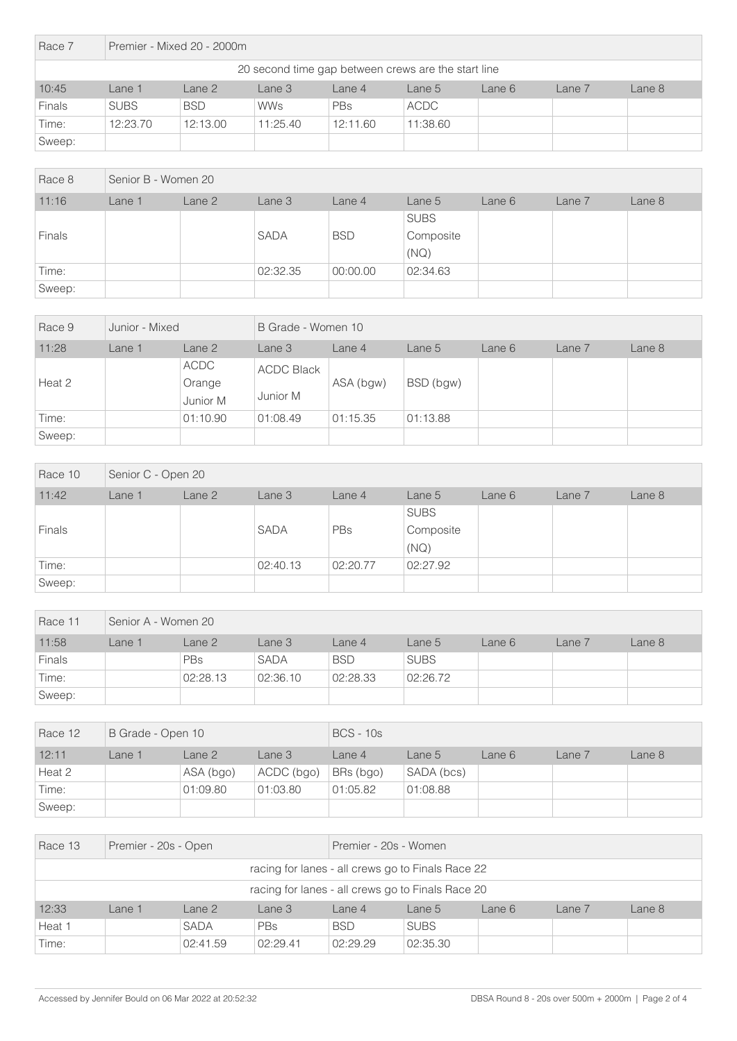| Race 7 | Premier - Mixed 20 - 2000m | | | | | | | |
|---|---|---|---|---|---|---|---|---|
| 20 second time gap between crews are the start line | | | | | | | | |
| 10:45 | Lane 1 | Lane 2 | Lane 3 | Lane 4 | Lane 5 | Lane 6 | Lane 7 | Lane 8 |
| Finals | SUBS | BSD | WWs | PBs | ACDC | | | |
| Time: | 12:23.70 | 12:13.00 | 11:25.40 | 12:11.60 | 11:38.60 | | | |
| Sweep: | | | | | | | | |

| Race 8 | Senior B - Women 20 | | | | | | | |
|---|---|---|---|---|---|---|---|---|
| 11:16 | Lane 1 | Lane 2 | Lane 3 | Lane 4 | Lane 5 | Lane 6 | Lane 7 | Lane 8 |
| Finals | | | SADA | BSD | SUBS Composite (NQ) | | | |
| Time: | | | 02:32.35 | 00:00.00 | 02:34.63 | | | |
| Sweep: | | | | | | | | |

| Race 9 | Junior - Mixed | | B Grade - Women 10 | | | | | |
|---|---|---|---|---|---|---|---|---|
| 11:28 | Lane 1 | Lane 2 | Lane 3 | Lane 4 | Lane 5 | Lane 6 | Lane 7 | Lane 8 |
| Heat 2 | | ACDC Orange Junior M | ACDC Black Junior M | ASA (bgw) | BSD (bgw) | | | |
| Time: | | 01:10.90 | 01:08.49 | 01:15.35 | 01:13.88 | | | |
| Sweep: | | | | | | | | |

| Race 10 | Senior C - Open 20 | | | | | | | |
|---|---|---|---|---|---|---|---|---|
| 11:42 | Lane 1 | Lane 2 | Lane 3 | Lane 4 | Lane 5 | Lane 6 | Lane 7 | Lane 8 |
| Finals | | | SADA | PBs | SUBS Composite (NQ) | | | |
| Time: | | | 02:40.13 | 02:20.77 | 02:27.92 | | | |
| Sweep: | | | | | | | | |

| Race 11 | Senior A - Women 20 | | | | | | | |
|---|---|---|---|---|---|---|---|---|
| 11:58 | Lane 1 | Lane 2 | Lane 3 | Lane 4 | Lane 5 | Lane 6 | Lane 7 | Lane 8 |
| Finals | | PBs | SADA | BSD | SUBS | | | |
| Time: | | 02:28.13 | 02:36.10 | 02:28.33 | 02:26.72 | | | |
| Sweep: | | | | | | | | |

| Race 12 | B Grade - Open 10 | | | BCS - 10s | | | | |
|---|---|---|---|---|---|---|---|---|
| 12:11 | Lane 1 | Lane 2 | Lane 3 | Lane 4 | Lane 5 | Lane 6 | Lane 7 | Lane 8 |
| Heat 2 | | ASA (bgo) | ACDC (bgo) | BRs (bgo) | SADA (bcs) | | | |
| Time: | | 01:09.80 | 01:03.80 | 01:05.82 | 01:08.88 | | | |
| Sweep: | | | | | | | | |

| Race 13 | Premier - 20s - Open | | | Premier - 20s - Women | | | | |
|---|---|---|---|---|---|---|---|---|
| racing for lanes - all crews go to Finals Race 22 | | | | | | | | |
| racing for lanes - all crews go to Finals Race 20 | | | | | | | | |
| 12:33 | Lane 1 | Lane 2 | Lane 3 | Lane 4 | Lane 5 | Lane 6 | Lane 7 | Lane 8 |
| Heat 1 | | SADA | PBs | BSD | SUBS | | | |
| Time: | | 02:41.59 | 02:29.41 | 02:29.29 | 02:35.30 | | | |

Accessed by Jennifer Bould on 06 Mar 2022 at 20:52:32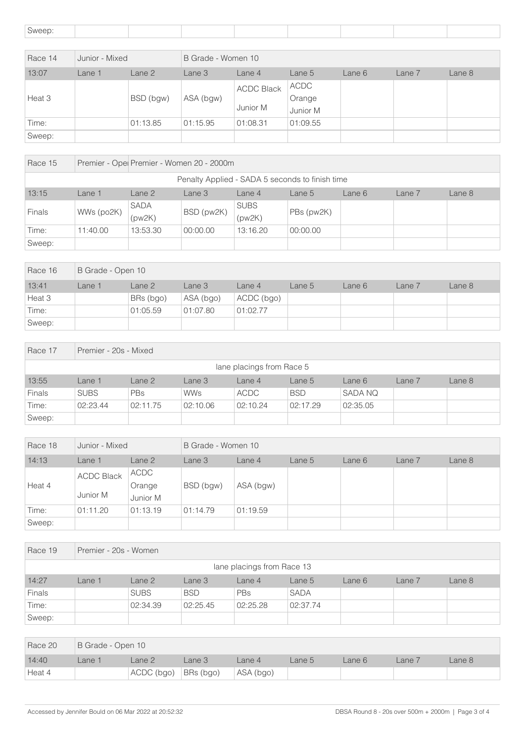| Sweep: | | | | | | | | |
|---|---|---|---|---|---|---|---|---|

| Race 14 | Junior - Mixed | | B Grade - Women 10 | | | | | |
|---|---|---|---|---|---|---|---|---|
| 13:07 | Lane 1 | Lane 2 | Lane 3 | Lane 4 | Lane 5 | Lane 6 | Lane 7 | Lane 8 |
| Heat 3 | | BSD (bgw) | ASA (bgw) | ACDC Black Junior M | ACDC Orange Junior M | | | |
| Time: | | 01:13.85 | 01:15.95 | 01:08.31 | 01:09.55 | | | |
| Sweep: | | | | | | | | |

| Race 15 | Premier - Opei | Premier - Women 20 - 2000m | | | | | | |
|---|---|---|---|---|---|---|---|---|
| Penalty Applied - SADA 5 seconds to finish time | | | | | | | | |
| 13:15 | Lane 1 | Lane 2 | Lane 3 | Lane 4 | Lane 5 | Lane 6 | Lane 7 | Lane 8 |
| Finals | WWs (po2K) | SADA (pw2K) | BSD (pw2K) | SUBS (pw2K) | PBs (pw2K) | | | |
| Time: | 11:40.00 | 13:53.30 | 00:00.00 | 13:16.20 | 00:00.00 | | | |
| Sweep: | | | | | | | | |

| Race 16 | B Grade - Open 10 | | | | | | | |
|---|---|---|---|---|---|---|---|---|
| 13:41 | Lane 1 | Lane 2 | Lane 3 | Lane 4 | Lane 5 | Lane 6 | Lane 7 | Lane 8 |
| Heat 3 | | BRs (bgo) | ASA (bgo) | ACDC (bgo) | | | | |
| Time: | | 01:05.59 | 01:07.80 | 01:02.77 | | | | |
| Sweep: | | | | | | | | |

| Race 17 | Premier - 20s - Mixed | | | | | | | |
|---|---|---|---|---|---|---|---|---|
| lane placings from Race 5 | | | | | | | | |
| 13:55 | Lane 1 | Lane 2 | Lane 3 | Lane 4 | Lane 5 | Lane 6 | Lane 7 | Lane 8 |
| Finals | SUBS | PBs | WWs | ACDC | BSD | SADA NQ | | |
| Time: | 02:23.44 | 02:11.75 | 02:10.06 | 02:10.24 | 02:17.29 | 02:35.05 | | |
| Sweep: | | | | | | | | |

| Race 18 | Junior - Mixed | | B Grade - Women 10 | | | | | |
|---|---|---|---|---|---|---|---|---|
| 14:13 | Lane 1 | Lane 2 | Lane 3 | Lane 4 | Lane 5 | Lane 6 | Lane 7 | Lane 8 |
| Heat 4 | ACDC Black Junior M | ACDC Orange Junior M | BSD (bgw) | ASA (bgw) | | | | |
| Time: | 01:11.20 | 01:13.19 | 01:14.79 | 01:19.59 | | | | |
| Sweep: | | | | | | | | |

| Race 19 | Premier - 20s - Women | | | | | | | |
|---|---|---|---|---|---|---|---|---|
| lane placings from Race 13 | | | | | | | | |
| 14:27 | Lane 1 | Lane 2 | Lane 3 | Lane 4 | Lane 5 | Lane 6 | Lane 7 | Lane 8 |
| Finals | | SUBS | BSD | PBs | SADA | | | |
| Time: | | 02:34.39 | 02:25.45 | 02:25.28 | 02:37.74 | | | |
| Sweep: | | | | | | | | |

| Race 20 | B Grade - Open 10 | | | | | | | |
|---|---|---|---|---|---|---|---|---|
| 14:40 | Lane 1 | Lane 2 | Lane 3 | Lane 4 | Lane 5 | Lane 6 | Lane 7 | Lane 8 |
| Heat 4 | | ACDC (bgo) | BRs (bgo) | ASA (bgo) | | | | |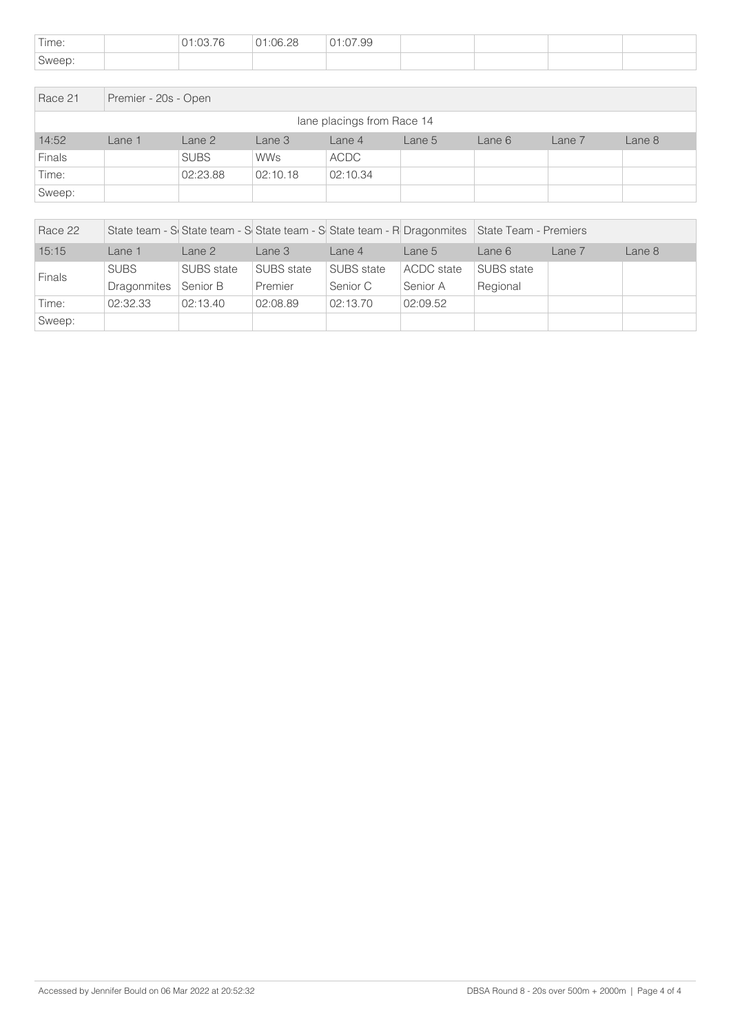| Time: | | 01:03.76 | 01:06.28 | 01:07.99 | | | | |
|---|---|---|---|---|---|---|---|---|
| Sweep: | | | | | | | | |

| Race 21 | Premier - 20s - Open | | | | | | | |
|---|---|---|---|---|---|---|---|---|
| lane placings from Race 14 | | | | | | | | |
| 14:52 | Lane 1 | Lane 2 | Lane 3 | Lane 4 | Lane 5 | Lane 6 | Lane 7 | Lane 8 |
| Finals | | SUBS | WWs | ACDC | | | | |
| Time: | | 02:23.88 | 02:10.18 | 02:10.34 | | | | |
| Sweep: | | | | | | | | |

| Race 22 | State team - S | State team - S | State team - S | State team - R | Dragonmites | State Team - Premiers | | |
|---|---|---|---|---|---|---|---|---|
| 15:15 | Lane 1 | Lane 2 | Lane 3 | Lane 4 | Lane 5 | Lane 6 | Lane 7 | Lane 8 |
| Finals | SUBS Dragonmites | SUBS state Senior B | SUBS state Premier | SUBS state Senior C | ACDC state Senior A | SUBS state Regional | | |
| Time: | 02:32.33 | 02:13.40 | 02:08.89 | 02:13.70 | 02:09.52 | | | |
| Sweep: | | | | | | | | |

Accessed by Jennifer Bould on 06 Mar 2022 at 20:52:32

DBSA Round 8 - 20s over 500m + 2000m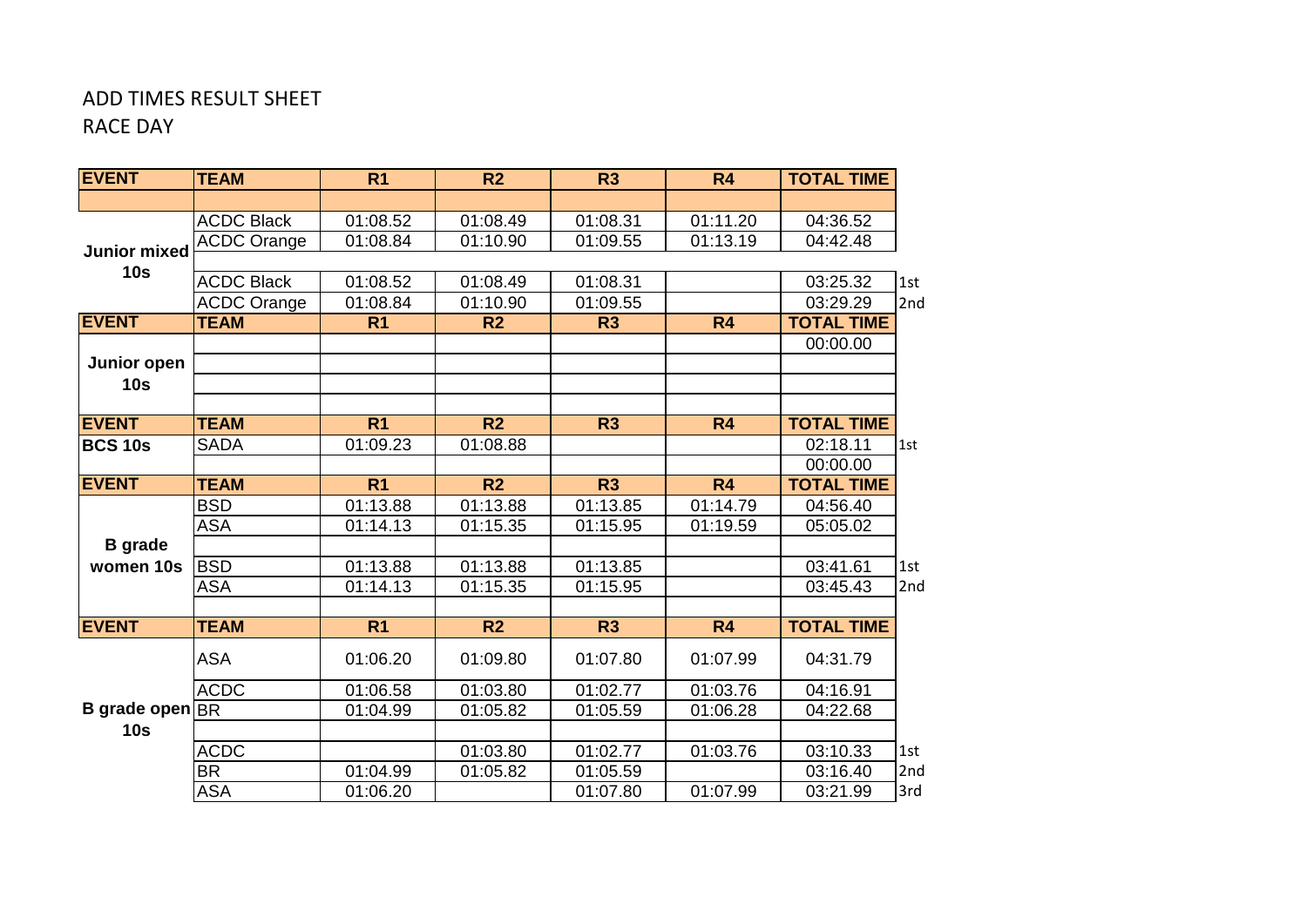ADD TIMES RESULT SHEET

RACE DAY

| EVENT | TEAM | R1 | R2 | R3 | R4 | TOTAL TIME | |
|---|---|---|---|---|---|---|---|
| | | | | | | | |
| Junior mixed 10s | ACDC Black | 01:08.52 | 01:08.49 | 01:08.31 | 01:11.20 | 04:36.52 | |
| | ACDC Orange | 01:08.84 | 01:10.90 | 01:09.55 | 01:13.19 | 04:42.48 | |
| | | | | | | | |
| | ACDC Black | 01:08.52 | 01:08.49 | 01:08.31 | | 03:25.32 | 1st |
| | ACDC Orange | 01:08.84 | 01:10.90 | 01:09.55 | | 03:29.29 | 2nd |
| EVENT | TEAM | R1 | R2 | R3 | R4 | TOTAL TIME | |
| Junior open 10s | | | | | | 00:00.00 | |
| | | | | | | | |
| | | | | | | | |
| | | | | | | | |
| EVENT | TEAM | R1 | R2 | R3 | R4 | TOTAL TIME | |
| BCS 10s | SADA | 01:09.23 | 01:08.88 | | | 02:18.11 | 1st |
| | | | | | | 00:00.00 | |
| EVENT | TEAM | R1 | R2 | R3 | R4 | TOTAL TIME | |
| B grade women 10s | BSD | 01:13.88 | 01:13.88 | 01:13.85 | 01:14.79 | 04:56.40 | |
| | ASA | 01:14.13 | 01:15.35 | 01:15.95 | 01:19.59 | 05:05.02 | |
| | | | | | | | |
| | BSD | 01:13.88 | 01:13.88 | 01:13.85 | | 03:41.61 | 1st |
| | ASA | 01:14.13 | 01:15.35 | 01:15.95 | | 03:45.43 | 2nd |
| | | | | | | | |
| EVENT | TEAM | R1 | R2 | R3 | R4 | TOTAL TIME | |
| B grade open 10s | ASA | 01:06.20 | 01:09.80 | 01:07.80 | 01:07.99 | 04:31.79 | |
| | ACDC | 01:06.58 | 01:03.80 | 01:02.77 | 01:03.76 | 04:16.91 | |
| | BR | 01:04.99 | 01:05.82 | 01:05.59 | 01:06.28 | 04:22.68 | |
| | | | | | | | |
| | ACDC | | 01:03.80 | 01:02.77 | 01:03.76 | 03:10.33 | 1st |
| | BR | 01:04.99 | 01:05.82 | 01:05.59 | | 03:16.40 | 2nd |
| | ASA | 01:06.20 | | 01:07.80 | 01:07.99 | 03:21.99 | 3rd |